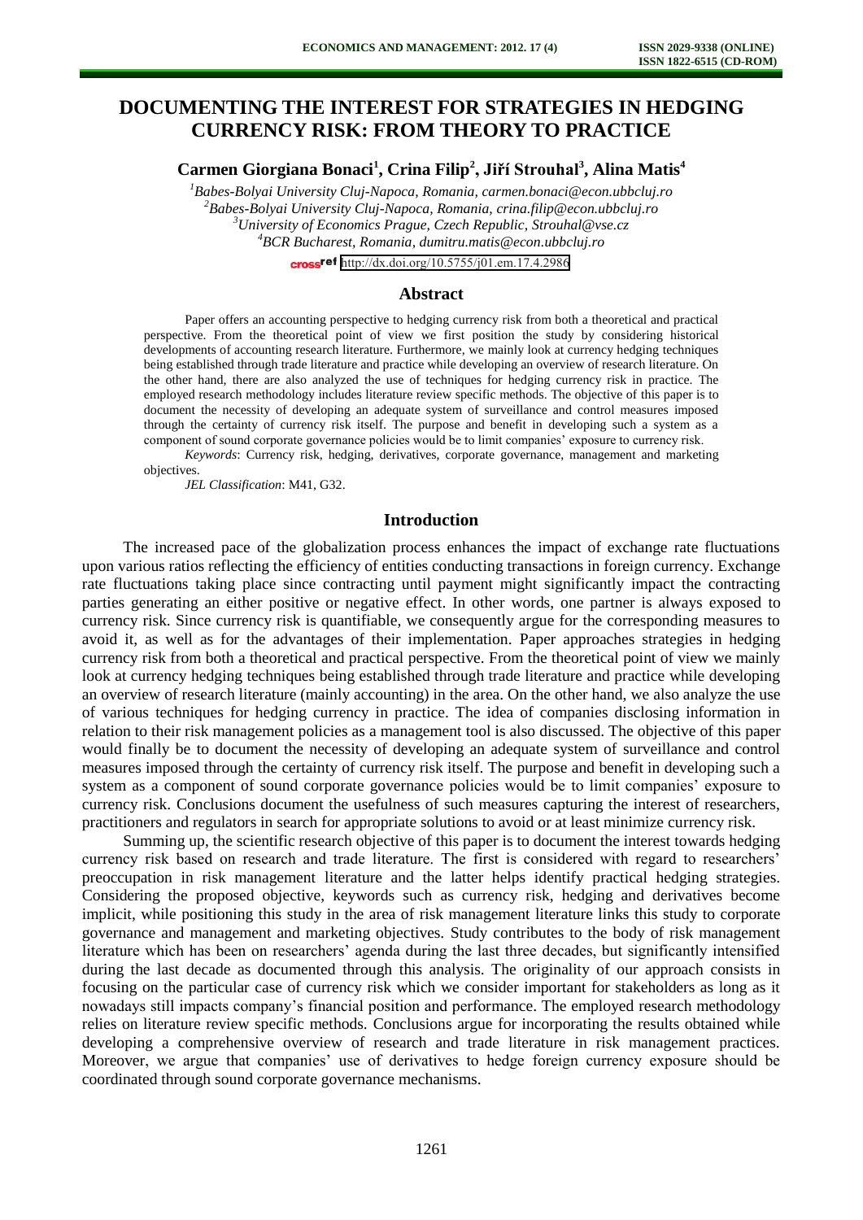# DOCUMENTING THE INTEREST FOR STRATEGIES IN HEDGING CURRENCY RISK: FROM THEORY TO PRACTICE

**Carmen Giorgiana Bonaci[1], Crina Filip[2], Jiří Strouhal[3], Alina Matis[4]**

[1]*Babes-Bolyai University Cluj-Napoca, Romania, carmen.bonaci@econ.ubbcluj.ro*
[2]*Babes-Bolyai University Cluj-Napoca, Romania, crina.filip@econ.ubbcluj.ro*
[3]*University of Economics Prague, Czech Republic, Strouhal@vse.cz*
[4]*BCR Bucharest, Romania, dumitru.matis@econ.ubbcluj.ro*

http://dx.doi.org/10.5755/j01.em.17.4.2986

## Abstract

Paper offers an accounting perspective to hedging currency risk from both a theoretical and practical perspective. From the theoretical point of view we first position the study by considering historical developments of accounting research literature. Furthermore, we mainly look at currency hedging techniques being established through trade literature and practice while developing an overview of research literature. On the other hand, there are also analyzed the use of techniques for hedging currency risk in practice. The employed research methodology includes literature review specific methods. The objective of this paper is to document the necessity of developing an adequate system of surveillance and control measures imposed through the certainty of currency risk itself. The purpose and benefit in developing such a system as a component of sound corporate governance policies would be to limit companies' exposure to currency risk.

*Keywords*: Currency risk, hedging, derivatives, corporate governance, management and marketing objectives.

*JEL Classification*: M41, G32.

## Introduction

The increased pace of the globalization process enhances the impact of exchange rate fluctuations upon various ratios reflecting the efficiency of entities conducting transactions in foreign currency. Exchange rate fluctuations taking place since contracting until payment might significantly impact the contracting parties generating an either positive or negative effect. In other words, one partner is always exposed to currency risk. Since currency risk is quantifiable, we consequently argue for the corresponding measures to avoid it, as well as for the advantages of their implementation. Paper approaches strategies in hedging currency risk from both a theoretical and practical perspective. From the theoretical point of view we mainly look at currency hedging techniques being established through trade literature and practice while developing an overview of research literature (mainly accounting) in the area. On the other hand, we also analyze the use of various techniques for hedging currency in practice. The idea of companies disclosing information in relation to their risk management policies as a management tool is also discussed. The objective of this paper would finally be to document the necessity of developing an adequate system of surveillance and control measures imposed through the certainty of currency risk itself. The purpose and benefit in developing such a system as a component of sound corporate governance policies would be to limit companies' exposure to currency risk. Conclusions document the usefulness of such measures capturing the interest of researchers, practitioners and regulators in search for appropriate solutions to avoid or at least minimize currency risk.

Summing up, the scientific research objective of this paper is to document the interest towards hedging currency risk based on research and trade literature. The first is considered with regard to researchers' preoccupation in risk management literature and the latter helps identify practical hedging strategies. Considering the proposed objective, keywords such as currency risk, hedging and derivatives become implicit, while positioning this study in the area of risk management literature links this study to corporate governance and management and marketing objectives. Study contributes to the body of risk management literature which has been on researchers' agenda during the last three decades, but significantly intensified during the last decade as documented through this analysis. The originality of our approach consists in focusing on the particular case of currency risk which we consider important for stakeholders as long as it nowadays still impacts company's financial position and performance. The employed research methodology relies on literature review specific methods. Conclusions argue for incorporating the results obtained while developing a comprehensive overview of research and trade literature in risk management practices. Moreover, we argue that companies' use of derivatives to hedge foreign currency exposure should be coordinated through sound corporate governance mechanisms.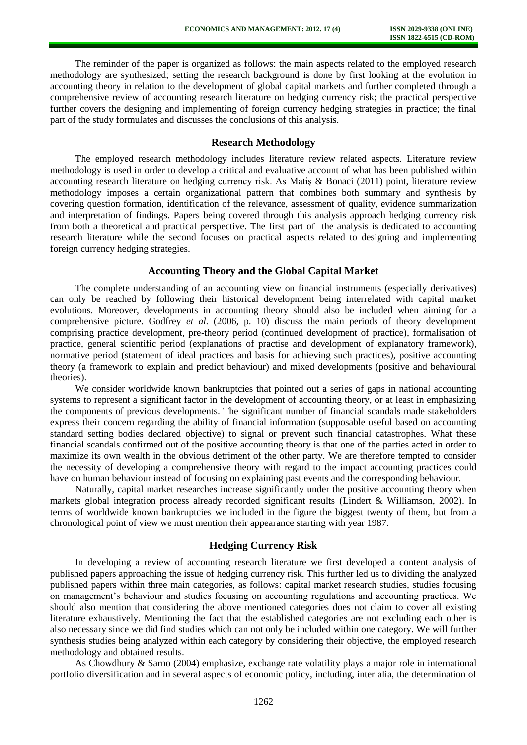The reminder of the paper is organized as follows: the main aspects related to the employed research methodology are synthesized; setting the research background is done by first looking at the evolution in accounting theory in relation to the development of global capital markets and further completed through a comprehensive review of accounting research literature on hedging currency risk; the practical perspective further covers the designing and implementing of foreign currency hedging strategies in practice; the final part of the study formulates and discusses the conclusions of this analysis.

## Research Methodology

The employed research methodology includes literature review related aspects. Literature review methodology is used in order to develop a critical and evaluative account of what has been published within accounting research literature on hedging currency risk. As Matiş & Bonaci (2011) point, literature review methodology imposes a certain organizational pattern that combines both summary and synthesis by covering question formation, identification of the relevance, assessment of quality, evidence summarization and interpretation of findings. Papers being covered through this analysis approach hedging currency risk from both a theoretical and practical perspective. The first part of the analysis is dedicated to accounting research literature while the second focuses on practical aspects related to designing and implementing foreign currency hedging strategies.

## Accounting Theory and the Global Capital Market

The complete understanding of an accounting view on financial instruments (especially derivatives) can only be reached by following their historical development being interrelated with capital market evolutions. Moreover, developments in accounting theory should also be included when aiming for a comprehensive picture. Godfrey *et al.* (2006, p. 10) discuss the main periods of theory development comprising practice development, pre-theory period (continued development of practice), formalisation of practice, general scientific period (explanations of practise and development of explanatory framework), normative period (statement of ideal practices and basis for achieving such practices), positive accounting theory (a framework to explain and predict behaviour) and mixed developments (positive and behavioural theories).

We consider worldwide known bankruptcies that pointed out a series of gaps in national accounting systems to represent a significant factor in the development of accounting theory, or at least in emphasizing the components of previous developments. The significant number of financial scandals made stakeholders express their concern regarding the ability of financial information (supposable useful based on accounting standard setting bodies declared objective) to signal or prevent such financial catastrophes. What these financial scandals confirmed out of the positive accounting theory is that one of the parties acted in order to maximize its own wealth in the obvious detriment of the other party. We are therefore tempted to consider the necessity of developing a comprehensive theory with regard to the impact accounting practices could have on human behaviour instead of focusing on explaining past events and the corresponding behaviour.

Naturally, capital market researches increase significantly under the positive accounting theory when markets global integration process already recorded significant results (Lindert & Williamson, 2002). In terms of worldwide known bankruptcies we included in the figure the biggest twenty of them, but from a chronological point of view we must mention their appearance starting with year 1987.

## Hedging Currency Risk

In developing a review of accounting research literature we first developed a content analysis of published papers approaching the issue of hedging currency risk. This further led us to dividing the analyzed published papers within three main categories, as follows: capital market research studies, studies focusing on management's behaviour and studies focusing on accounting regulations and accounting practices. We should also mention that considering the above mentioned categories does not claim to cover all existing literature exhaustively. Mentioning the fact that the established categories are not excluding each other is also necessary since we did find studies which can not only be included within one category. We will further synthesis studies being analyzed within each category by considering their objective, the employed research methodology and obtained results.

As Chowdhury & Sarno (2004) emphasize, exchange rate volatility plays a major role in international portfolio diversification and in several aspects of economic policy, including, inter alia, the determination of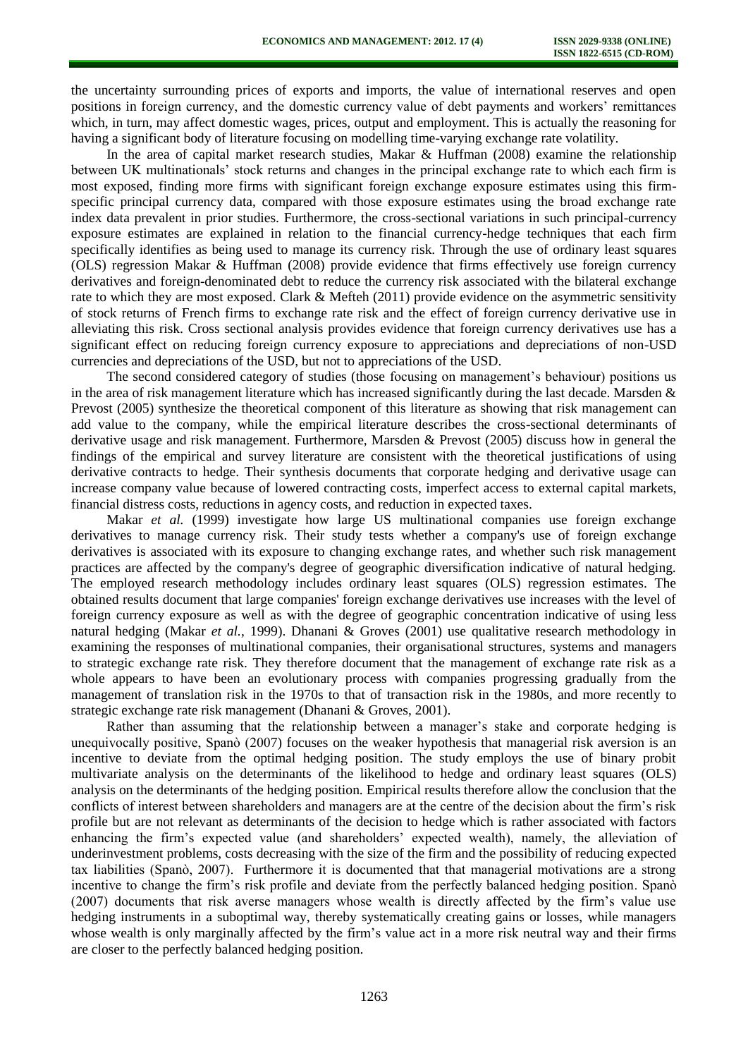the uncertainty surrounding prices of exports and imports, the value of international reserves and open positions in foreign currency, and the domestic currency value of debt payments and workers' remittances which, in turn, may affect domestic wages, prices, output and employment. This is actually the reasoning for having a significant body of literature focusing on modelling time-varying exchange rate volatility.

In the area of capital market research studies, Makar & Huffman (2008) examine the relationship between UK multinationals' stock returns and changes in the principal exchange rate to which each firm is most exposed, finding more firms with significant foreign exchange exposure estimates using this firm-specific principal currency data, compared with those exposure estimates using the broad exchange rate index data prevalent in prior studies. Furthermore, the cross-sectional variations in such principal-currency exposure estimates are explained in relation to the financial currency-hedge techniques that each firm specifically identifies as being used to manage its currency risk. Through the use of ordinary least squares (OLS) regression Makar & Huffman (2008) provide evidence that firms effectively use foreign currency derivatives and foreign-denominated debt to reduce the currency risk associated with the bilateral exchange rate to which they are most exposed. Clark & Mefteh (2011) provide evidence on the asymmetric sensitivity of stock returns of French firms to exchange rate risk and the effect of foreign currency derivative use in alleviating this risk. Cross sectional analysis provides evidence that foreign currency derivatives use has a significant effect on reducing foreign currency exposure to appreciations and depreciations of non-USD currencies and depreciations of the USD, but not to appreciations of the USD.

The second considered category of studies (those focusing on management's behaviour) positions us in the area of risk management literature which has increased significantly during the last decade. Marsden & Prevost (2005) synthesize the theoretical component of this literature as showing that risk management can add value to the company, while the empirical literature describes the cross-sectional determinants of derivative usage and risk management. Furthermore, Marsden & Prevost (2005) discuss how in general the findings of the empirical and survey literature are consistent with the theoretical justifications of using derivative contracts to hedge. Their synthesis documents that corporate hedging and derivative usage can increase company value because of lowered contracting costs, imperfect access to external capital markets, financial distress costs, reductions in agency costs, and reduction in expected taxes.

Makar *et al.* (1999) investigate how large US multinational companies use foreign exchange derivatives to manage currency risk. Their study tests whether a company's use of foreign exchange derivatives is associated with its exposure to changing exchange rates, and whether such risk management practices are affected by the company's degree of geographic diversification indicative of natural hedging. The employed research methodology includes ordinary least squares (OLS) regression estimates. The obtained results document that large companies' foreign exchange derivatives use increases with the level of foreign currency exposure as well as with the degree of geographic concentration indicative of using less natural hedging (Makar *et al.*, 1999). Dhanani & Groves (2001) use qualitative research methodology in examining the responses of multinational companies, their organisational structures, systems and managers to strategic exchange rate risk. They therefore document that the management of exchange rate risk as a whole appears to have been an evolutionary process with companies progressing gradually from the management of translation risk in the 1970s to that of transaction risk in the 1980s, and more recently to strategic exchange rate risk management (Dhanani & Groves, 2001).

Rather than assuming that the relationship between a manager's stake and corporate hedging is unequivocally positive, Spanò (2007) focuses on the weaker hypothesis that managerial risk aversion is an incentive to deviate from the optimal hedging position. The study employs the use of binary probit multivariate analysis on the determinants of the likelihood to hedge and ordinary least squares (OLS) analysis on the determinants of the hedging position. Empirical results therefore allow the conclusion that the conflicts of interest between shareholders and managers are at the centre of the decision about the firm's risk profile but are not relevant as determinants of the decision to hedge which is rather associated with factors enhancing the firm's expected value (and shareholders' expected wealth), namely, the alleviation of underinvestment problems, costs decreasing with the size of the firm and the possibility of reducing expected tax liabilities (Spanò, 2007). Furthermore it is documented that that managerial motivations are a strong incentive to change the firm's risk profile and deviate from the perfectly balanced hedging position. Spanò (2007) documents that risk averse managers whose wealth is directly affected by the firm's value use hedging instruments in a suboptimal way, thereby systematically creating gains or losses, while managers whose wealth is only marginally affected by the firm's value act in a more risk neutral way and their firms are closer to the perfectly balanced hedging position.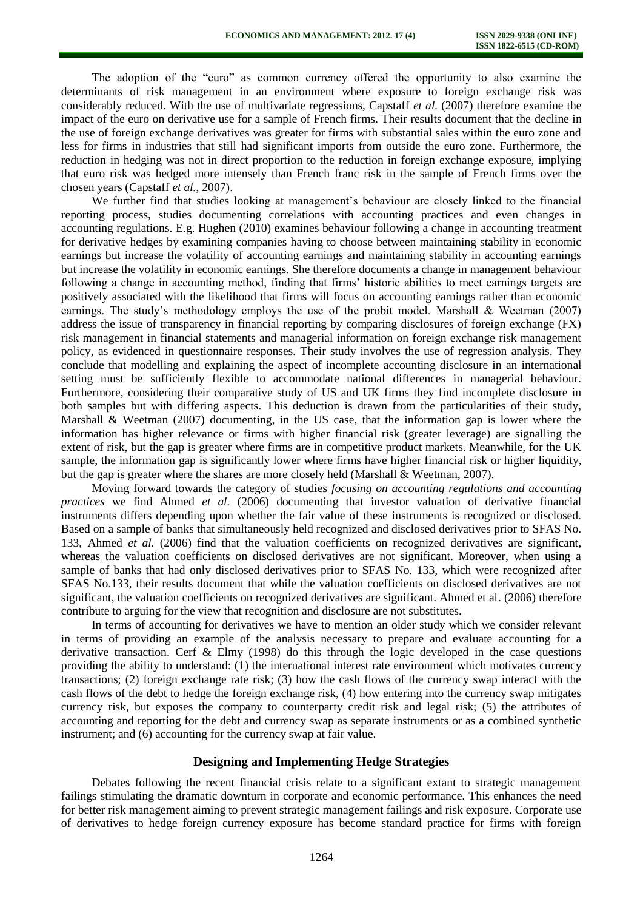The adoption of the "euro" as common currency offered the opportunity to also examine the determinants of risk management in an environment where exposure to foreign exchange risk was considerably reduced. With the use of multivariate regressions, Capstaff *et al.* (2007) therefore examine the impact of the euro on derivative use for a sample of French firms. Their results document that the decline in the use of foreign exchange derivatives was greater for firms with substantial sales within the euro zone and less for firms in industries that still had significant imports from outside the euro zone. Furthermore, the reduction in hedging was not in direct proportion to the reduction in foreign exchange exposure, implying that euro risk was hedged more intensely than French franc risk in the sample of French firms over the chosen years (Capstaff *et al.*, 2007).

We further find that studies looking at management's behaviour are closely linked to the financial reporting process, studies documenting correlations with accounting practices and even changes in accounting regulations. E.g. Hughen (2010) examines behaviour following a change in accounting treatment for derivative hedges by examining companies having to choose between maintaining stability in economic earnings but increase the volatility of accounting earnings and maintaining stability in accounting earnings but increase the volatility in economic earnings. She therefore documents a change in management behaviour following a change in accounting method, finding that firms' historic abilities to meet earnings targets are positively associated with the likelihood that firms will focus on accounting earnings rather than economic earnings. The study's methodology employs the use of the probit model. Marshall & Weetman (2007) address the issue of transparency in financial reporting by comparing disclosures of foreign exchange (FX) risk management in financial statements and managerial information on foreign exchange risk management policy, as evidenced in questionnaire responses. Their study involves the use of regression analysis. They conclude that modelling and explaining the aspect of incomplete accounting disclosure in an international setting must be sufficiently flexible to accommodate national differences in managerial behaviour. Furthermore, considering their comparative study of US and UK firms they find incomplete disclosure in both samples but with differing aspects. This deduction is drawn from the particularities of their study, Marshall & Weetman (2007) documenting, in the US case, that the information gap is lower where the information has higher relevance or firms with higher financial risk (greater leverage) are signalling the extent of risk, but the gap is greater where firms are in competitive product markets. Meanwhile, for the UK sample, the information gap is significantly lower where firms have higher financial risk or higher liquidity, but the gap is greater where the shares are more closely held (Marshall & Weetman, 2007).

Moving forward towards the category of studies *focusing on accounting regulations and accounting practices* we find Ahmed *et al.* (2006) documenting that investor valuation of derivative financial instruments differs depending upon whether the fair value of these instruments is recognized or disclosed. Based on a sample of banks that simultaneously held recognized and disclosed derivatives prior to SFAS No. 133, Ahmed *et al.* (2006) find that the valuation coefficients on recognized derivatives are significant, whereas the valuation coefficients on disclosed derivatives are not significant. Moreover, when using a sample of banks that had only disclosed derivatives prior to SFAS No. 133, which were recognized after SFAS No.133, their results document that while the valuation coefficients on disclosed derivatives are not significant, the valuation coefficients on recognized derivatives are significant. Ahmed et al. (2006) therefore contribute to arguing for the view that recognition and disclosure are not substitutes.

In terms of accounting for derivatives we have to mention an older study which we consider relevant in terms of providing an example of the analysis necessary to prepare and evaluate accounting for a derivative transaction. Cerf & Elmy (1998) do this through the logic developed in the case questions providing the ability to understand: (1) the international interest rate environment which motivates currency transactions; (2) foreign exchange rate risk; (3) how the cash flows of the currency swap interact with the cash flows of the debt to hedge the foreign exchange risk, (4) how entering into the currency swap mitigates currency risk, but exposes the company to counterparty credit risk and legal risk; (5) the attributes of accounting and reporting for the debt and currency swap as separate instruments or as a combined synthetic instrument; and (6) accounting for the currency swap at fair value.

## Designing and Implementing Hedge Strategies

Debates following the recent financial crisis relate to a significant extant to strategic management failings stimulating the dramatic downturn in corporate and economic performance. This enhances the need for better risk management aiming to prevent strategic management failings and risk exposure. Corporate use of derivatives to hedge foreign currency exposure has become standard practice for firms with foreign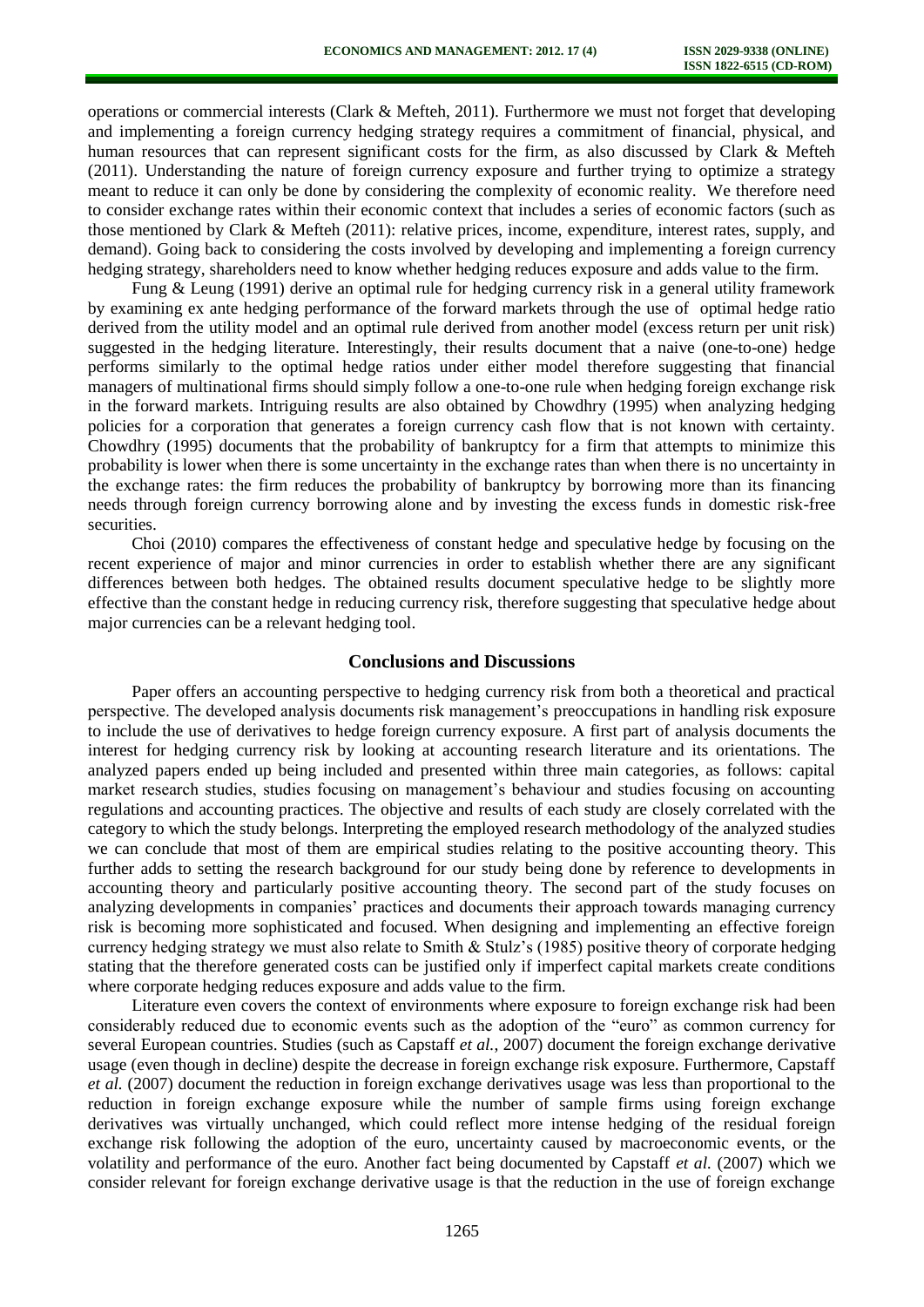operations or commercial interests (Clark & Mefteh, 2011). Furthermore we must not forget that developing and implementing a foreign currency hedging strategy requires a commitment of financial, physical, and human resources that can represent significant costs for the firm, as also discussed by Clark & Mefteh (2011). Understanding the nature of foreign currency exposure and further trying to optimize a strategy meant to reduce it can only be done by considering the complexity of economic reality. We therefore need to consider exchange rates within their economic context that includes a series of economic factors (such as those mentioned by Clark & Mefteh (2011): relative prices, income, expenditure, interest rates, supply, and demand). Going back to considering the costs involved by developing and implementing a foreign currency hedging strategy, shareholders need to know whether hedging reduces exposure and adds value to the firm.

Fung & Leung (1991) derive an optimal rule for hedging currency risk in a general utility framework by examining ex ante hedging performance of the forward markets through the use of optimal hedge ratio derived from the utility model and an optimal rule derived from another model (excess return per unit risk) suggested in the hedging literature. Interestingly, their results document that a naive (one-to-one) hedge performs similarly to the optimal hedge ratios under either model therefore suggesting that financial managers of multinational firms should simply follow a one-to-one rule when hedging foreign exchange risk in the forward markets. Intriguing results are also obtained by Chowdhry (1995) when analyzing hedging policies for a corporation that generates a foreign currency cash flow that is not known with certainty. Chowdhry (1995) documents that the probability of bankruptcy for a firm that attempts to minimize this probability is lower when there is some uncertainty in the exchange rates than when there is no uncertainty in the exchange rates: the firm reduces the probability of bankruptcy by borrowing more than its financing needs through foreign currency borrowing alone and by investing the excess funds in domestic risk-free securities.

Choi (2010) compares the effectiveness of constant hedge and speculative hedge by focusing on the recent experience of major and minor currencies in order to establish whether there are any significant differences between both hedges. The obtained results document speculative hedge to be slightly more effective than the constant hedge in reducing currency risk, therefore suggesting that speculative hedge about major currencies can be a relevant hedging tool.

## Conclusions and Discussions

Paper offers an accounting perspective to hedging currency risk from both a theoretical and practical perspective. The developed analysis documents risk management's preoccupations in handling risk exposure to include the use of derivatives to hedge foreign currency exposure. A first part of analysis documents the interest for hedging currency risk by looking at accounting research literature and its orientations. The analyzed papers ended up being included and presented within three main categories, as follows: capital market research studies, studies focusing on management's behaviour and studies focusing on accounting regulations and accounting practices. The objective and results of each study are closely correlated with the category to which the study belongs. Interpreting the employed research methodology of the analyzed studies we can conclude that most of them are empirical studies relating to the positive accounting theory. This further adds to setting the research background for our study being done by reference to developments in accounting theory and particularly positive accounting theory. The second part of the study focuses on analyzing developments in companies' practices and documents their approach towards managing currency risk is becoming more sophisticated and focused. When designing and implementing an effective foreign currency hedging strategy we must also relate to Smith & Stulz's (1985) positive theory of corporate hedging stating that the therefore generated costs can be justified only if imperfect capital markets create conditions where corporate hedging reduces exposure and adds value to the firm.

Literature even covers the context of environments where exposure to foreign exchange risk had been considerably reduced due to economic events such as the adoption of the "euro" as common currency for several European countries. Studies (such as Capstaff *et al.*, 2007) document the foreign exchange derivative usage (even though in decline) despite the decrease in foreign exchange risk exposure. Furthermore, Capstaff *et al.* (2007) document the reduction in foreign exchange derivatives usage was less than proportional to the reduction in foreign exchange exposure while the number of sample firms using foreign exchange derivatives was virtually unchanged, which could reflect more intense hedging of the residual foreign exchange risk following the adoption of the euro, uncertainty caused by macroeconomic events, or the volatility and performance of the euro. Another fact being documented by Capstaff *et al.* (2007) which we consider relevant for foreign exchange derivative usage is that the reduction in the use of foreign exchange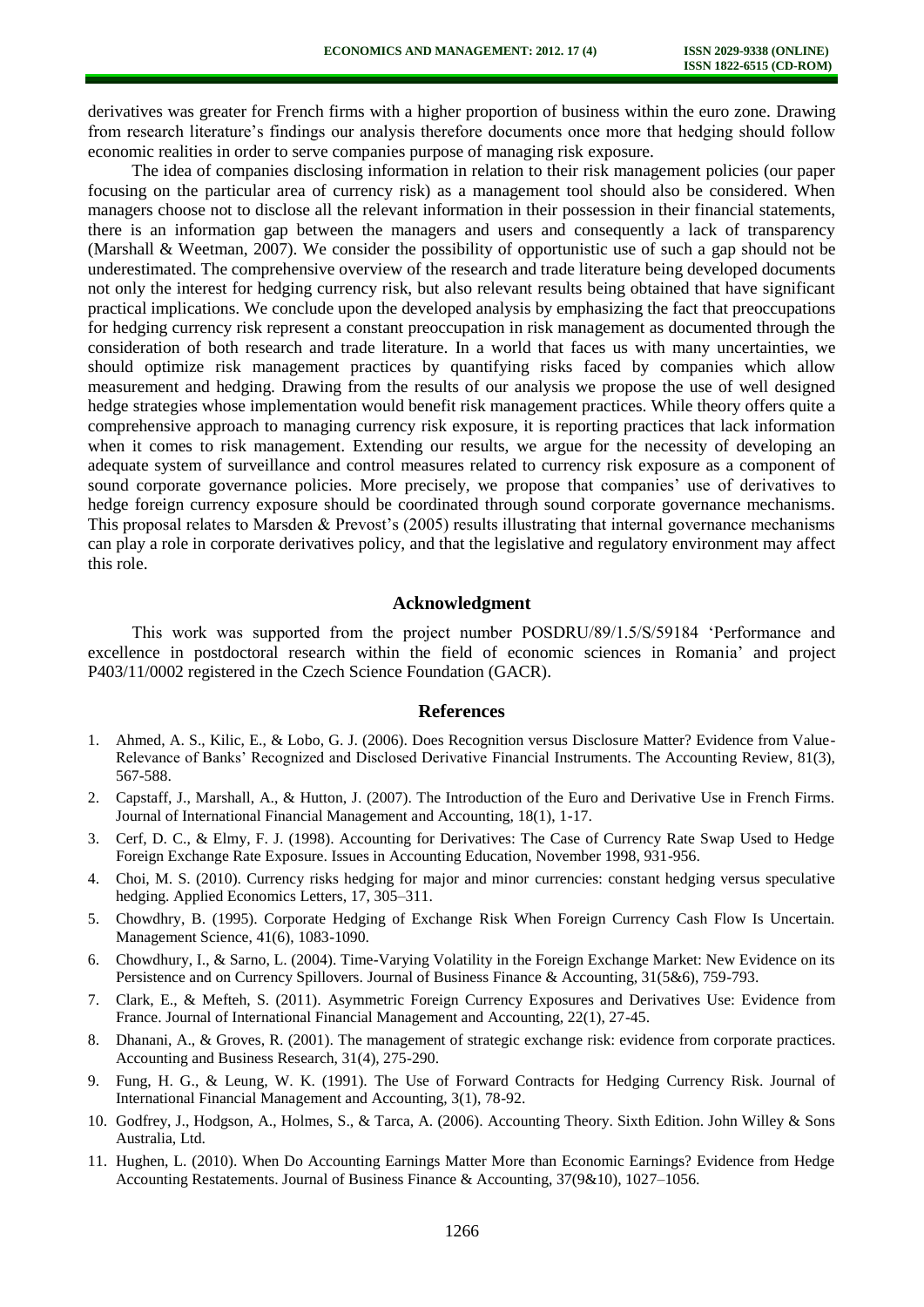derivatives was greater for French firms with a higher proportion of business within the euro zone. Drawing from research literature's findings our analysis therefore documents once more that hedging should follow economic realities in order to serve companies purpose of managing risk exposure.

The idea of companies disclosing information in relation to their risk management policies (our paper focusing on the particular area of currency risk) as a management tool should also be considered. When managers choose not to disclose all the relevant information in their possession in their financial statements, there is an information gap between the managers and users and consequently a lack of transparency (Marshall & Weetman, 2007). We consider the possibility of opportunistic use of such a gap should not be underestimated. The comprehensive overview of the research and trade literature being developed documents not only the interest for hedging currency risk, but also relevant results being obtained that have significant practical implications. We conclude upon the developed analysis by emphasizing the fact that preoccupations for hedging currency risk represent a constant preoccupation in risk management as documented through the consideration of both research and trade literature. In a world that faces us with many uncertainties, we should optimize risk management practices by quantifying risks faced by companies which allow measurement and hedging. Drawing from the results of our analysis we propose the use of well designed hedge strategies whose implementation would benefit risk management practices. While theory offers quite a comprehensive approach to managing currency risk exposure, it is reporting practices that lack information when it comes to risk management. Extending our results, we argue for the necessity of developing an adequate system of surveillance and control measures related to currency risk exposure as a component of sound corporate governance policies. More precisely, we propose that companies' use of derivatives to hedge foreign currency exposure should be coordinated through sound corporate governance mechanisms. This proposal relates to Marsden & Prevost's (2005) results illustrating that internal governance mechanisms can play a role in corporate derivatives policy, and that the legislative and regulatory environment may affect this role.

## Acknowledgment

This work was supported from the project number POSDRU/89/1.5/S/59184 'Performance and excellence in postdoctoral research within the field of economic sciences in Romania' and project P403/11/0002 registered in the Czech Science Foundation (GACR).

## References

1. Ahmed, A. S., Kilic, E., & Lobo, G. J. (2006). Does Recognition versus Disclosure Matter? Evidence from Value-Relevance of Banks' Recognized and Disclosed Derivative Financial Instruments. The Accounting Review, 81(3), 567-588.
2. Capstaff, J., Marshall, A., & Hutton, J. (2007). The Introduction of the Euro and Derivative Use in French Firms. Journal of International Financial Management and Accounting, 18(1), 1-17.
3. Cerf, D. C., & Elmy, F. J. (1998). Accounting for Derivatives: The Case of Currency Rate Swap Used to Hedge Foreign Exchange Rate Exposure. Issues in Accounting Education, November 1998, 931-956.
4. Choi, M. S. (2010). Currency risks hedging for major and minor currencies: constant hedging versus speculative hedging. Applied Economics Letters, 17, 305–311.
5. Chowdhry, B. (1995). Corporate Hedging of Exchange Risk When Foreign Currency Cash Flow Is Uncertain. Management Science, 41(6), 1083-1090.
6. Chowdhury, I., & Sarno, L. (2004). Time-Varying Volatility in the Foreign Exchange Market: New Evidence on its Persistence and on Currency Spillovers. Journal of Business Finance & Accounting, 31(5&6), 759-793.
7. Clark, E., & Mefteh, S. (2011). Asymmetric Foreign Currency Exposures and Derivatives Use: Evidence from France. Journal of International Financial Management and Accounting, 22(1), 27-45.
8. Dhanani, A., & Groves, R. (2001). The management of strategic exchange risk: evidence from corporate practices. Accounting and Business Research, 31(4), 275-290.
9. Fung, H. G., & Leung, W. K. (1991). The Use of Forward Contracts for Hedging Currency Risk. Journal of International Financial Management and Accounting, 3(1), 78-92.
10. Godfrey, J., Hodgson, A., Holmes, S., & Tarca, A. (2006). Accounting Theory. Sixth Edition. John Willey & Sons Australia, Ltd.
11. Hughen, L. (2010). When Do Accounting Earnings Matter More than Economic Earnings? Evidence from Hedge Accounting Restatements. Journal of Business Finance & Accounting, 37(9&10), 1027–1056.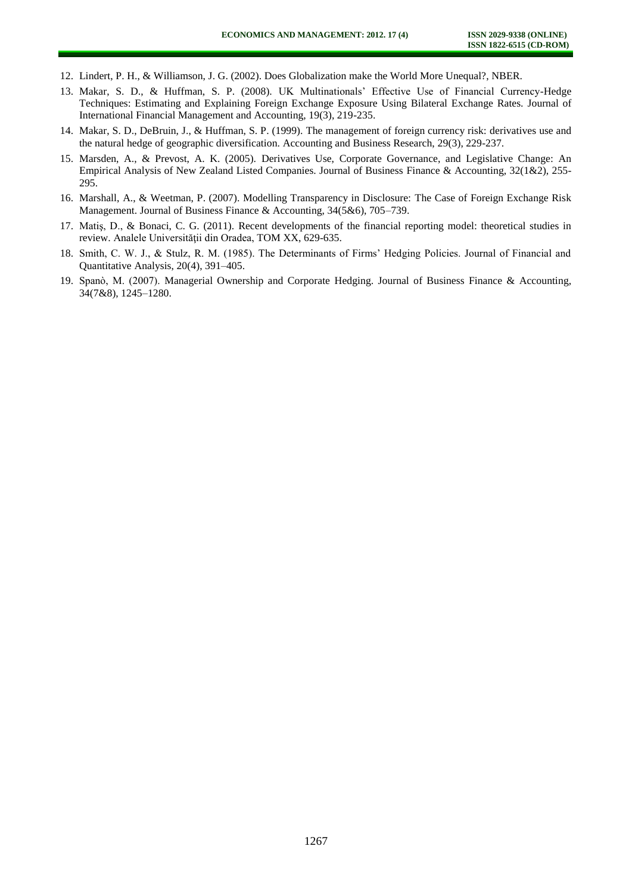12. Lindert, P. H., & Williamson, J. G. (2002). Does Globalization make the World More Unequal?, NBER.
13. Makar, S. D., & Huffman, S. P. (2008). UK Multinationals' Effective Use of Financial Currency-Hedge Techniques: Estimating and Explaining Foreign Exchange Exposure Using Bilateral Exchange Rates. Journal of International Financial Management and Accounting, 19(3), 219-235.
14. Makar, S. D., DeBruin, J., & Huffman, S. P. (1999). The management of foreign currency risk: derivatives use and the natural hedge of geographic diversification. Accounting and Business Research, 29(3), 229-237.
15. Marsden, A., & Prevost, A. K. (2005). Derivatives Use, Corporate Governance, and Legislative Change: An Empirical Analysis of New Zealand Listed Companies. Journal of Business Finance & Accounting, 32(1&2), 255-295.
16. Marshall, A., & Weetman, P. (2007). Modelling Transparency in Disclosure: The Case of Foreign Exchange Risk Management. Journal of Business Finance & Accounting, 34(5&6), 705–739.
17. Matiş, D., & Bonaci, C. G. (2011). Recent developments of the financial reporting model: theoretical studies in review. Analele Universităţii din Oradea, TOM XX, 629-635.
18. Smith, C. W. J., & Stulz, R. M. (1985). The Determinants of Firms' Hedging Policies. Journal of Financial and Quantitative Analysis, 20(4), 391–405.
19. Spanò, M. (2007). Managerial Ownership and Corporate Hedging. Journal of Business Finance & Accounting, 34(7&8), 1245–1280.